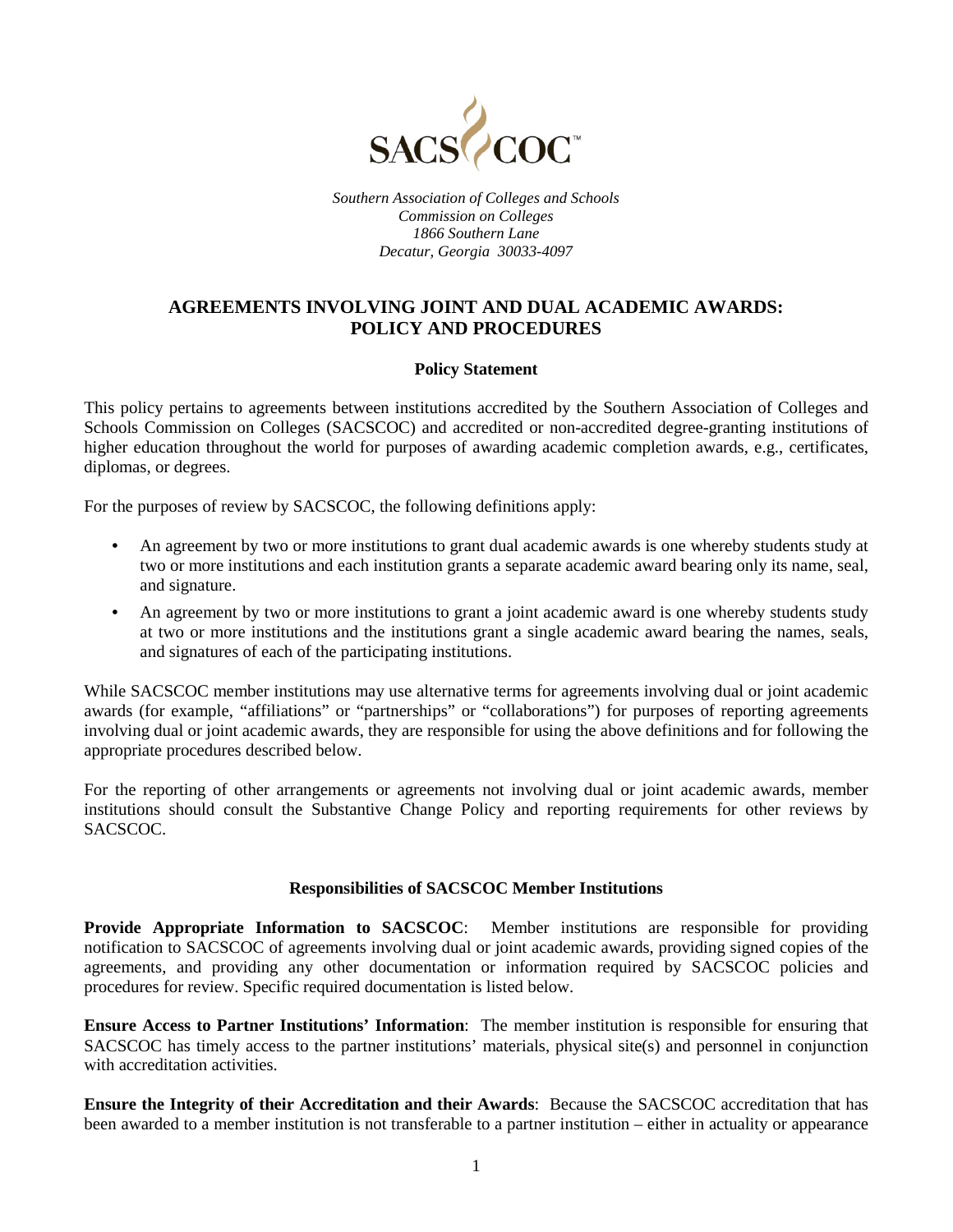SACS COC™

*Southern Association of Colleges and Schools*
*Commission on Colleges*
*1866 Southern Lane*
*Decatur, Georgia 30033-4097*

# AGREEMENTS INVOLVING JOINT AND DUAL ACADEMIC AWARDS: POLICY AND PROCEDURES

## Policy Statement

This policy pertains to agreements between institutions accredited by the Southern Association of Colleges and Schools Commission on Colleges (SACSCOC) and accredited or non-accredited degree-granting institutions of higher education throughout the world for purposes of awarding academic completion awards, e.g., certificates, diplomas, or degrees.

For the purposes of review by SACSCOC, the following definitions apply:

- An agreement by two or more institutions to grant dual academic awards is one whereby students study at two or more institutions and each institution grants a separate academic award bearing only its name, seal, and signature.
- An agreement by two or more institutions to grant a joint academic award is one whereby students study at two or more institutions and the institutions grant a single academic award bearing the names, seals, and signatures of each of the participating institutions.

While SACSCOC member institutions may use alternative terms for agreements involving dual or joint academic awards (for example, "affiliations" or "partnerships" or "collaborations") for purposes of reporting agreements involving dual or joint academic awards, they are responsible for using the above definitions and for following the appropriate procedures described below.

For the reporting of other arrangements or agreements not involving dual or joint academic awards, member institutions should consult the Substantive Change Policy and reporting requirements for other reviews by SACSCOC.

## Responsibilities of SACSCOC Member Institutions

**Provide Appropriate Information to SACSCOC**: Member institutions are responsible for providing notification to SACSCOC of agreements involving dual or joint academic awards, providing signed copies of the agreements, and providing any other documentation or information required by SACSCOC policies and procedures for review. Specific required documentation is listed below.

**Ensure Access to Partner Institutions' Information**: The member institution is responsible for ensuring that SACSCOC has timely access to the partner institutions' materials, physical site(s) and personnel in conjunction with accreditation activities.

**Ensure the Integrity of their Accreditation and their Awards**: Because the SACSCOC accreditation that has been awarded to a member institution is not transferable to a partner institution – either in actuality or appearance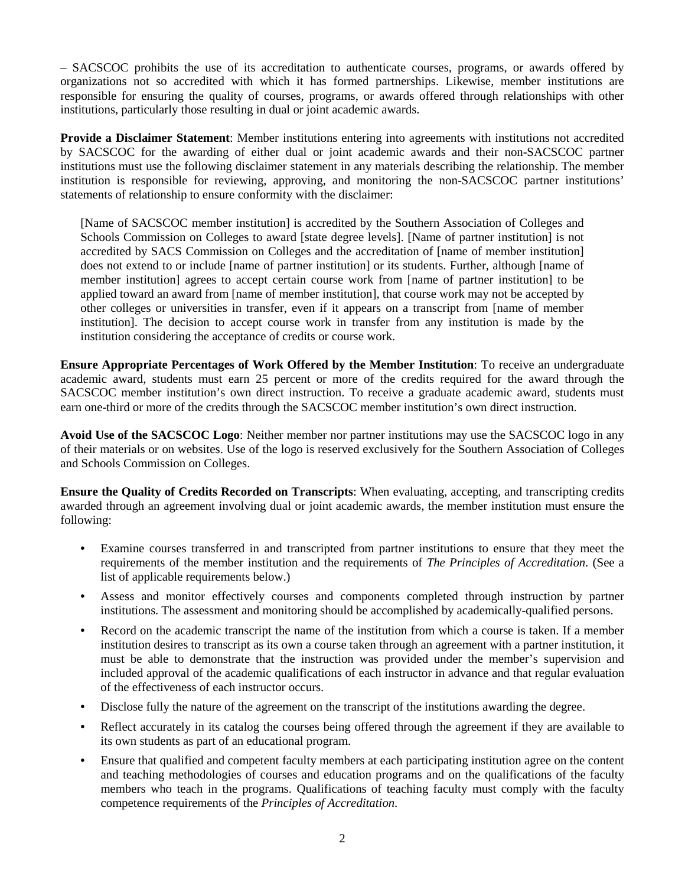– SACSCOC prohibits the use of its accreditation to authenticate courses, programs, or awards offered by organizations not so accredited with which it has formed partnerships. Likewise, member institutions are responsible for ensuring the quality of courses, programs, or awards offered through relationships with other institutions, particularly those resulting in dual or joint academic awards.

**Provide a Disclaimer Statement**: Member institutions entering into agreements with institutions not accredited by SACSCOC for the awarding of either dual or joint academic awards and their non-SACSCOC partner institutions must use the following disclaimer statement in any materials describing the relationship. The member institution is responsible for reviewing, approving, and monitoring the non-SACSCOC partner institutions' statements of relationship to ensure conformity with the disclaimer:

> [Name of SACSCOC member institution] is accredited by the Southern Association of Colleges and Schools Commission on Colleges to award [state degree levels]. [Name of partner institution] is not accredited by SACS Commission on Colleges and the accreditation of [name of member institution] does not extend to or include [name of partner institution] or its students. Further, although [name of member institution] agrees to accept certain course work from [name of partner institution] to be applied toward an award from [name of member institution], that course work may not be accepted by other colleges or universities in transfer, even if it appears on a transcript from [name of member institution]. The decision to accept course work in transfer from any institution is made by the institution considering the acceptance of credits or course work.

**Ensure Appropriate Percentages of Work Offered by the Member Institution**: To receive an undergraduate academic award, students must earn 25 percent or more of the credits required for the award through the SACSCOC member institution's own direct instruction. To receive a graduate academic award, students must earn one-third or more of the credits through the SACSCOC member institution's own direct instruction.

**Avoid Use of the SACSCOC Logo**: Neither member nor partner institutions may use the SACSCOC logo in any of their materials or on websites. Use of the logo is reserved exclusively for the Southern Association of Colleges and Schools Commission on Colleges.

**Ensure the Quality of Credits Recorded on Transcripts**: When evaluating, accepting, and transcripting credits awarded through an agreement involving dual or joint academic awards, the member institution must ensure the following:

- Examine courses transferred in and transcripted from partner institutions to ensure that they meet the requirements of the member institution and the requirements of *The Principles of Accreditation*. (See a list of applicable requirements below.)
- Assess and monitor effectively courses and components completed through instruction by partner institutions. The assessment and monitoring should be accomplished by academically-qualified persons.
- Record on the academic transcript the name of the institution from which a course is taken. If a member institution desires to transcript as its own a course taken through an agreement with a partner institution, it must be able to demonstrate that the instruction was provided under the member's supervision and included approval of the academic qualifications of each instructor in advance and that regular evaluation of the effectiveness of each instructor occurs.
- Disclose fully the nature of the agreement on the transcript of the institutions awarding the degree.
- Reflect accurately in its catalog the courses being offered through the agreement if they are available to its own students as part of an educational program.
- Ensure that qualified and competent faculty members at each participating institution agree on the content and teaching methodologies of courses and education programs and on the qualifications of the faculty members who teach in the programs. Qualifications of teaching faculty must comply with the faculty competence requirements of the *Principles of Accreditation*.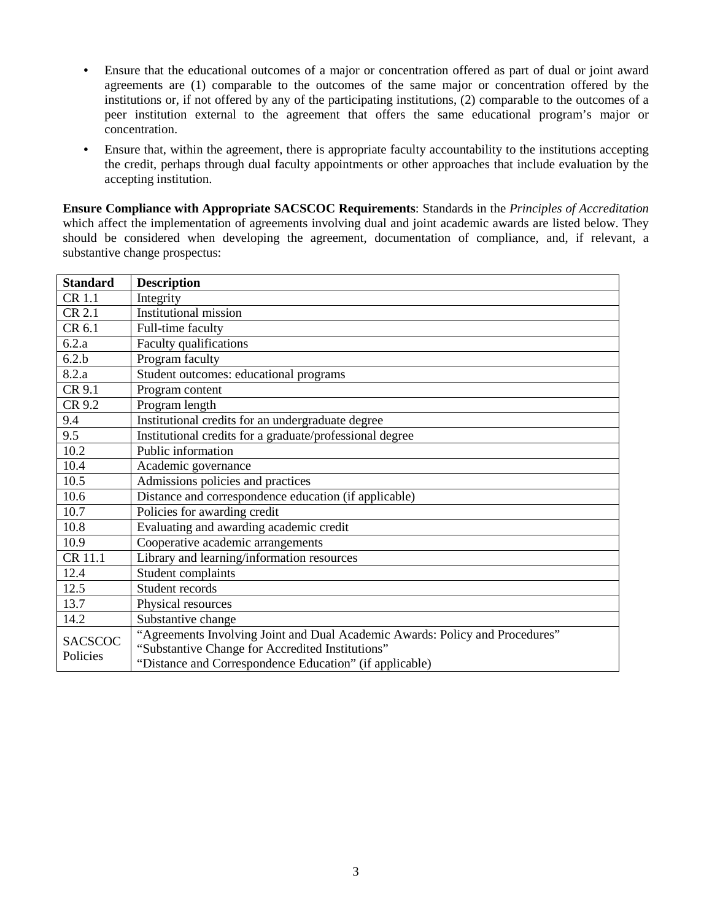- Ensure that the educational outcomes of a major or concentration offered as part of dual or joint award agreements are (1) comparable to the outcomes of the same major or concentration offered by the institutions or, if not offered by any of the participating institutions, (2) comparable to the outcomes of a peer institution external to the agreement that offers the same educational program's major or concentration.
- Ensure that, within the agreement, there is appropriate faculty accountability to the institutions accepting the credit, perhaps through dual faculty appointments or other approaches that include evaluation by the accepting institution.

**Ensure Compliance with Appropriate SACSCOC Requirements**: Standards in the *Principles of Accreditation* which affect the implementation of agreements involving dual and joint academic awards are listed below. They should be considered when developing the agreement, documentation of compliance, and, if relevant, a substantive change prospectus:

| **Standard** | **Description** |
|---|---|
| CR 1.1 | Integrity |
| CR 2.1 | Institutional mission |
| CR 6.1 | Full-time faculty |
| 6.2.a | Faculty qualifications |
| 6.2.b | Program faculty |
| 8.2.a | Student outcomes: educational programs |
| CR 9.1 | Program content |
| CR 9.2 | Program length |
| 9.4 | Institutional credits for an undergraduate degree |
| 9.5 | Institutional credits for a graduate/professional degree |
| 10.2 | Public information |
| 10.4 | Academic governance |
| 10.5 | Admissions policies and practices |
| 10.6 | Distance and correspondence education (if applicable) |
| 10.7 | Policies for awarding credit |
| 10.8 | Evaluating and awarding academic credit |
| 10.9 | Cooperative academic arrangements |
| CR 11.1 | Library and learning/information resources |
| 12.4 | Student complaints |
| 12.5 | Student records |
| 13.7 | Physical resources |
| 14.2 | Substantive change |
| SACSCOC Policies | "Agreements Involving Joint and Dual Academic Awards: Policy and Procedures"<br>"Substantive Change for Accredited Institutions"<br>"Distance and Correspondence Education" (if applicable) |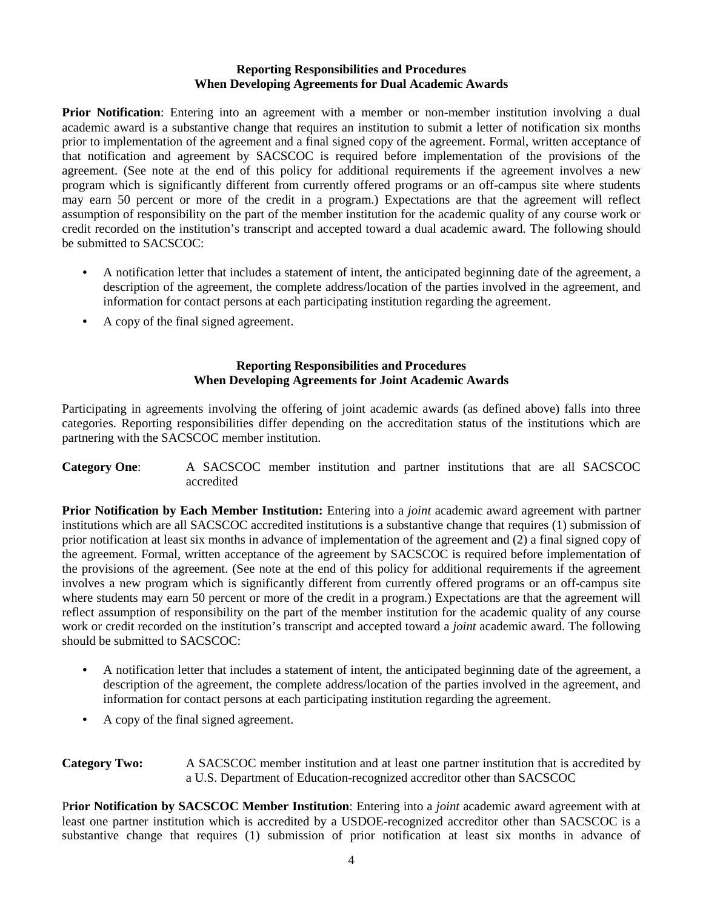### Reporting Responsibilities and Procedures When Developing Agreements for Dual Academic Awards

**Prior Notification**: Entering into an agreement with a member or non-member institution involving a dual academic award is a substantive change that requires an institution to submit a letter of notification six months prior to implementation of the agreement and a final signed copy of the agreement. Formal, written acceptance of that notification and agreement by SACSCOC is required before implementation of the provisions of the agreement. (See note at the end of this policy for additional requirements if the agreement involves a new program which is significantly different from currently offered programs or an off-campus site where students may earn 50 percent or more of the credit in a program.) Expectations are that the agreement will reflect assumption of responsibility on the part of the member institution for the academic quality of any course work or credit recorded on the institution's transcript and accepted toward a dual academic award. The following should be submitted to SACSCOC:

- A notification letter that includes a statement of intent, the anticipated beginning date of the agreement, a description of the agreement, the complete address/location of the parties involved in the agreement, and information for contact persons at each participating institution regarding the agreement.
- A copy of the final signed agreement.

### Reporting Responsibilities and Procedures When Developing Agreements for Joint Academic Awards

Participating in agreements involving the offering of joint academic awards (as defined above) falls into three categories. Reporting responsibilities differ depending on the accreditation status of the institutions which are partnering with the SACSCOC member institution.

**Category One**: A SACSCOC member institution and partner institutions that are all SACSCOC accredited

**Prior Notification by Each Member Institution:** Entering into a *joint* academic award agreement with partner institutions which are all SACSCOC accredited institutions is a substantive change that requires (1) submission of prior notification at least six months in advance of implementation of the agreement and (2) a final signed copy of the agreement. Formal, written acceptance of the agreement by SACSCOC is required before implementation of the provisions of the agreement. (See note at the end of this policy for additional requirements if the agreement involves a new program which is significantly different from currently offered programs or an off-campus site where students may earn 50 percent or more of the credit in a program.) Expectations are that the agreement will reflect assumption of responsibility on the part of the member institution for the academic quality of any course work or credit recorded on the institution's transcript and accepted toward a *joint* academic award. The following should be submitted to SACSCOC:

- A notification letter that includes a statement of intent, the anticipated beginning date of the agreement, a description of the agreement, the complete address/location of the parties involved in the agreement, and information for contact persons at each participating institution regarding the agreement.
- A copy of the final signed agreement.

**Category Two:** A SACSCOC member institution and at least one partner institution that is accredited by a U.S. Department of Education-recognized accreditor other than SACSCOC

**Prior Notification by SACSCOC Member Institution**: Entering into a *joint* academic award agreement with at least one partner institution which is accredited by a USDOE-recognized accreditor other than SACSCOC is a substantive change that requires (1) submission of prior notification at least six months in advance of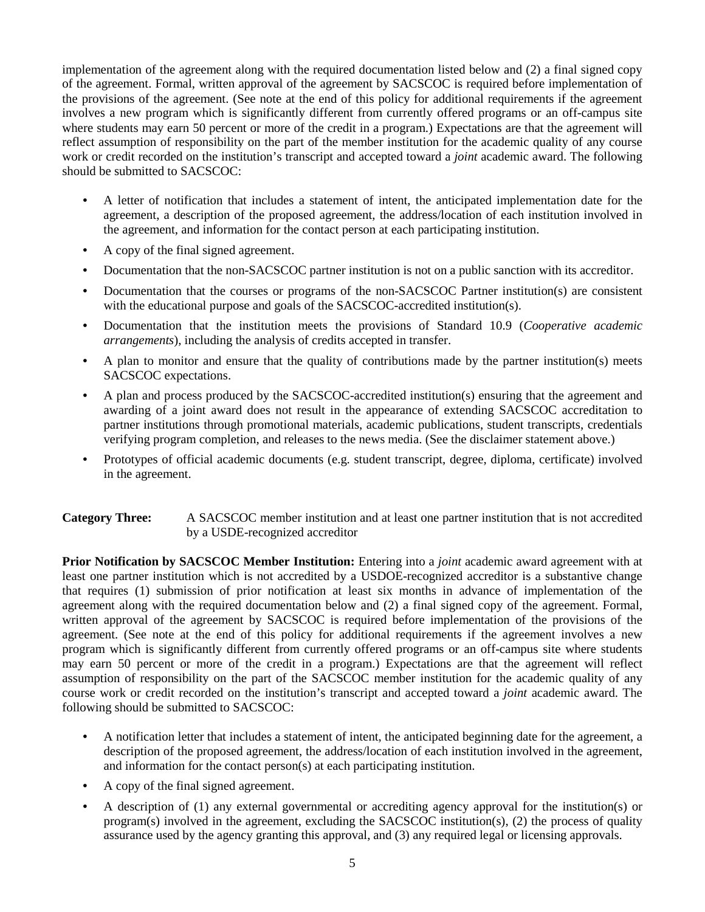implementation of the agreement along with the required documentation listed below and (2) a final signed copy of the agreement. Formal, written approval of the agreement by SACSCOC is required before implementation of the provisions of the agreement. (See note at the end of this policy for additional requirements if the agreement involves a new program which is significantly different from currently offered programs or an off-campus site where students may earn 50 percent or more of the credit in a program.) Expectations are that the agreement will reflect assumption of responsibility on the part of the member institution for the academic quality of any course work or credit recorded on the institution's transcript and accepted toward a *joint* academic award. The following should be submitted to SACSCOC:

- A letter of notification that includes a statement of intent, the anticipated implementation date for the agreement, a description of the proposed agreement, the address/location of each institution involved in the agreement, and information for the contact person at each participating institution.
- A copy of the final signed agreement.
- Documentation that the non-SACSCOC partner institution is not on a public sanction with its accreditor.
- Documentation that the courses or programs of the non-SACSCOC Partner institution(s) are consistent with the educational purpose and goals of the SACSCOC-accredited institution(s).
- Documentation that the institution meets the provisions of Standard 10.9 (*Cooperative academic arrangements*), including the analysis of credits accepted in transfer.
- A plan to monitor and ensure that the quality of contributions made by the partner institution(s) meets SACSCOC expectations.
- A plan and process produced by the SACSCOC-accredited institution(s) ensuring that the agreement and awarding of a joint award does not result in the appearance of extending SACSCOC accreditation to partner institutions through promotional materials, academic publications, student transcripts, credentials verifying program completion, and releases to the news media. (See the disclaimer statement above.)
- Prototypes of official academic documents (e.g. student transcript, degree, diploma, certificate) involved in the agreement.

**Category Three:** A SACSCOC member institution and at least one partner institution that is not accredited by a USDE-recognized accreditor

**Prior Notification by SACSCOC Member Institution:** Entering into a *joint* academic award agreement with at least one partner institution which is not accredited by a USDOE-recognized accreditor is a substantive change that requires (1) submission of prior notification at least six months in advance of implementation of the agreement along with the required documentation below and (2) a final signed copy of the agreement. Formal, written approval of the agreement by SACSCOC is required before implementation of the provisions of the agreement. (See note at the end of this policy for additional requirements if the agreement involves a new program which is significantly different from currently offered programs or an off-campus site where students may earn 50 percent or more of the credit in a program.) Expectations are that the agreement will reflect assumption of responsibility on the part of the SACSCOC member institution for the academic quality of any course work or credit recorded on the institution's transcript and accepted toward a *joint* academic award. The following should be submitted to SACSCOC:

- A notification letter that includes a statement of intent, the anticipated beginning date for the agreement, a description of the proposed agreement, the address/location of each institution involved in the agreement, and information for the contact person(s) at each participating institution.
- A copy of the final signed agreement.
- A description of (1) any external governmental or accrediting agency approval for the institution(s) or program(s) involved in the agreement, excluding the SACSCOC institution(s), (2) the process of quality assurance used by the agency granting this approval, and (3) any required legal or licensing approvals.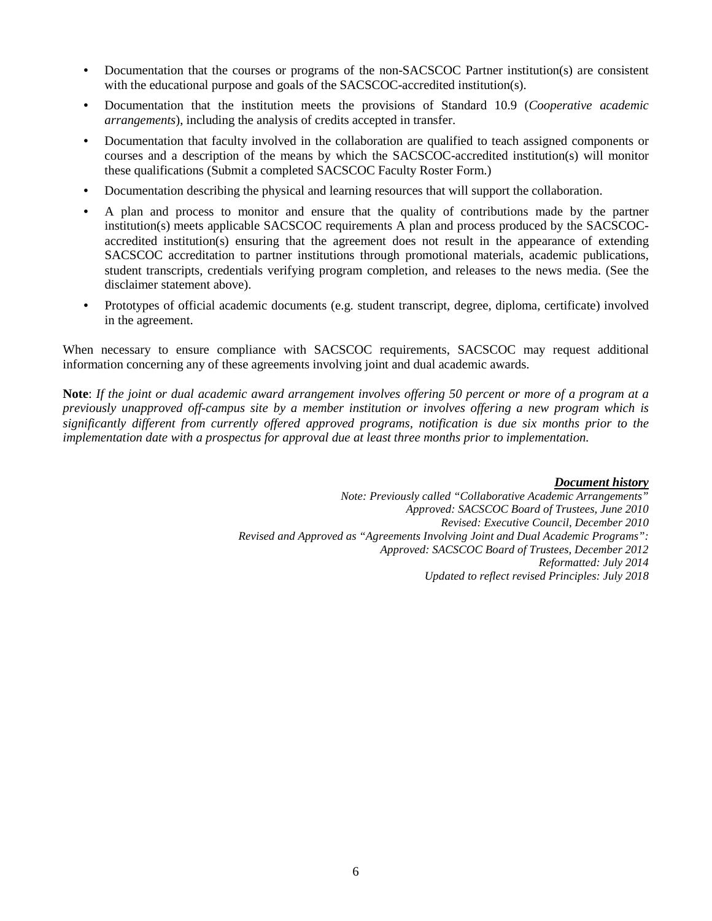- Documentation that the courses or programs of the non-SACSCOC Partner institution(s) are consistent with the educational purpose and goals of the SACSCOC-accredited institution(s).
- Documentation that the institution meets the provisions of Standard 10.9 (*Cooperative academic arrangements*), including the analysis of credits accepted in transfer.
- Documentation that faculty involved in the collaboration are qualified to teach assigned components or courses and a description of the means by which the SACSCOC-accredited institution(s) will monitor these qualifications (Submit a completed SACSCOC Faculty Roster Form.)
- Documentation describing the physical and learning resources that will support the collaboration.
- A plan and process to monitor and ensure that the quality of contributions made by the partner institution(s) meets applicable SACSCOC requirements A plan and process produced by the SACSCOC-accredited institution(s) ensuring that the agreement does not result in the appearance of extending SACSCOC accreditation to partner institutions through promotional materials, academic publications, student transcripts, credentials verifying program completion, and releases to the news media. (See the disclaimer statement above).
- Prototypes of official academic documents (e.g. student transcript, degree, diploma, certificate) involved in the agreement.

When necessary to ensure compliance with SACSCOC requirements, SACSCOC may request additional information concerning any of these agreements involving joint and dual academic awards.

**Note**: *If the joint or dual academic award arrangement involves offering 50 percent or more of a program at a previously unapproved off-campus site by a member institution or involves offering a new program which is significantly different from currently offered approved programs, notification is due six months prior to the implementation date with a prospectus for approval due at least three months prior to implementation.*

***Document history***

*Note: Previously called "Collaborative Academic Arrangements"*
*Approved: SACSCOC Board of Trustees, June 2010*
*Revised: Executive Council, December 2010*
*Revised and Approved as "Agreements Involving Joint and Dual Academic Programs":*
*Approved: SACSCOC Board of Trustees, December 2012*
*Reformatted: July 2014*
*Updated to reflect revised Principles: July 2018*